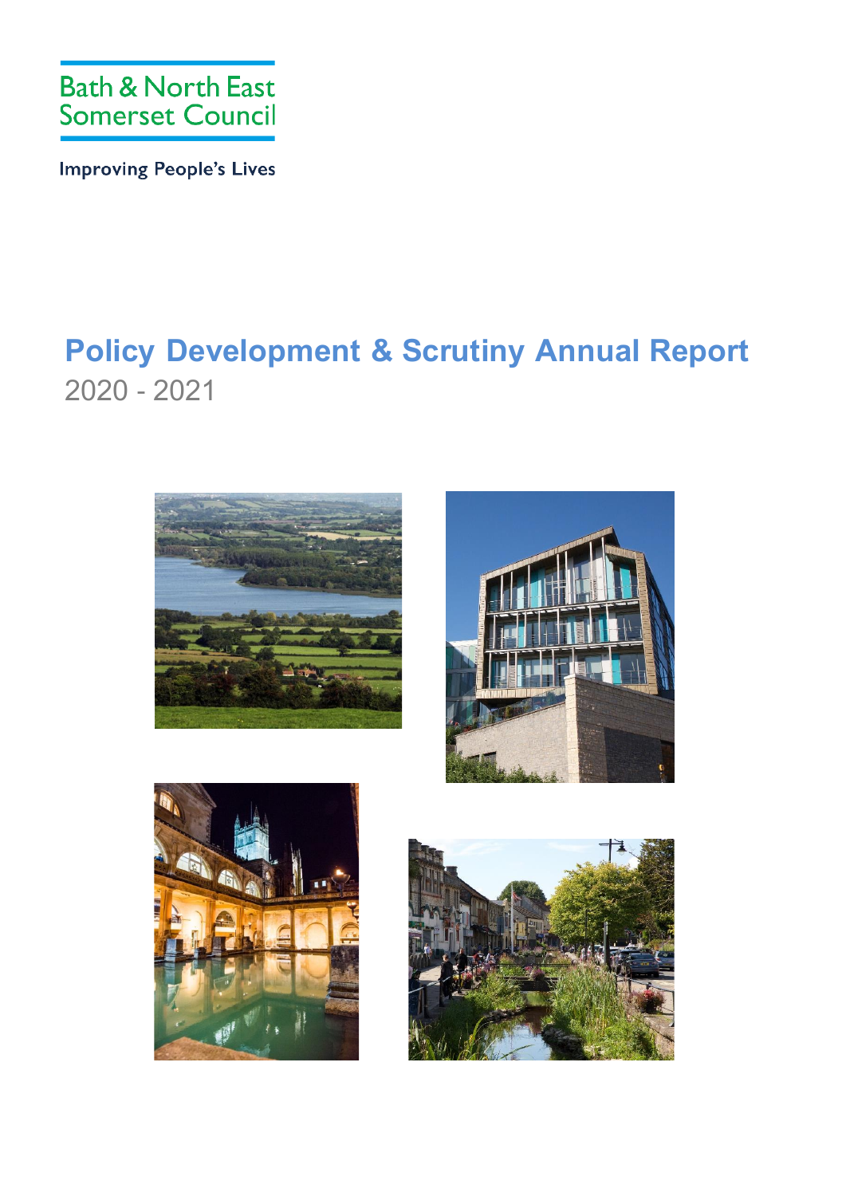Bath & North East Somerset Council

Improving People's Lives

# Policy Development & Scrutiny Annual Report

2020 - 2021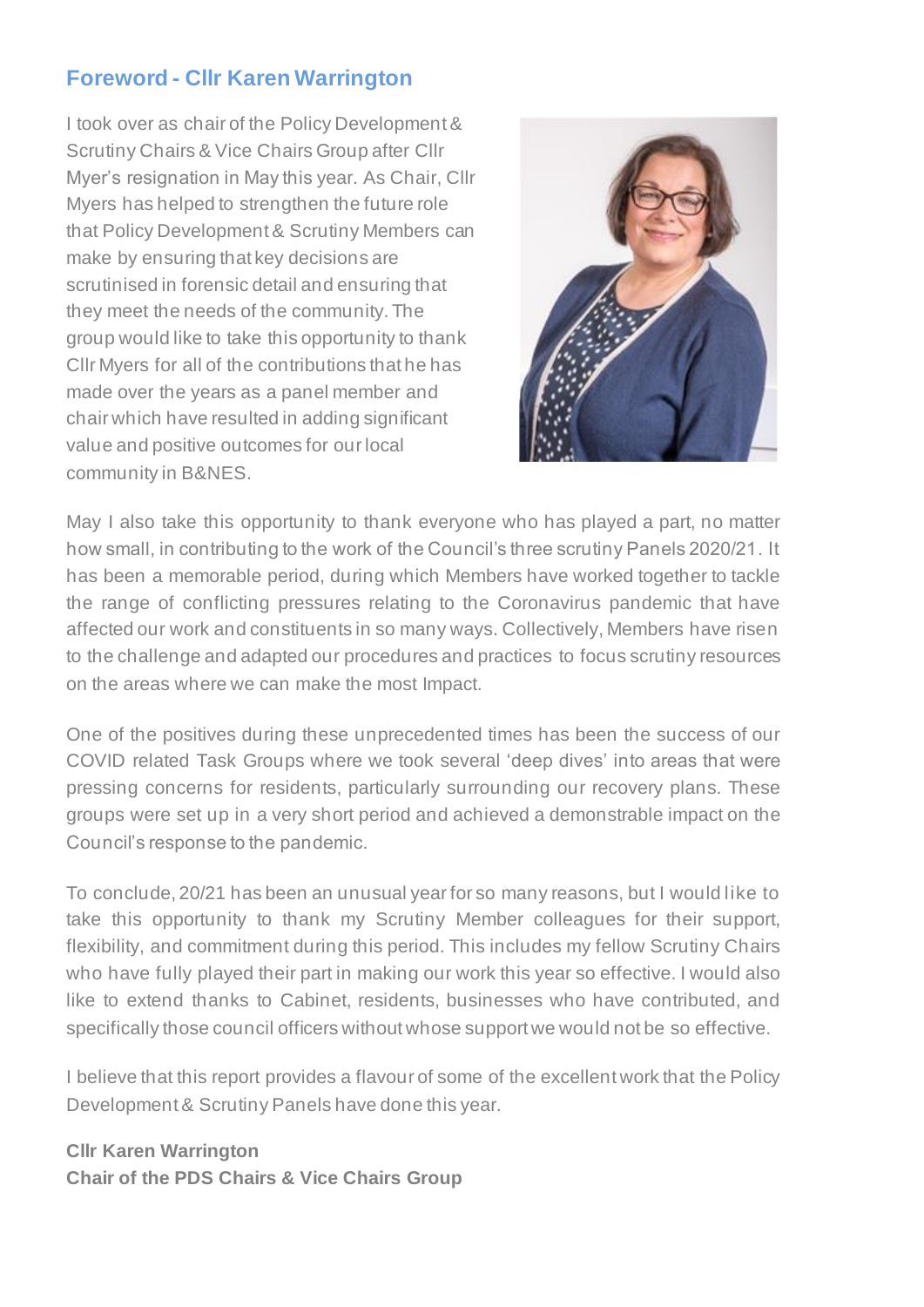## Foreword - Cllr Karen Warrington

I took over as chair of the Policy Development & Scrutiny Chairs & Vice Chairs Group after Cllr Myer's resignation in May this year. As Chair, Cllr Myers has helped to strengthen the future role that Policy Development & Scrutiny Members can make by ensuring that key decisions are scrutinised in forensic detail and ensuring that they meet the needs of the community. The group would like to take this opportunity to thank Cllr Myers for all of the contributions that he has made over the years as a panel member and chair which have resulted in adding significant value and positive outcomes for our local community in B&NES.

May I also take this opportunity to thank everyone who has played a part, no matter how small, in contributing to the work of the Council's three scrutiny Panels 2020/21. It has been a memorable period, during which Members have worked together to tackle the range of conflicting pressures relating to the Coronavirus pandemic that have affected our work and constituents in so many ways. Collectively, Members have risen to the challenge and adapted our procedures and practices to focus scrutiny resources on the areas where we can make the most Impact.

One of the positives during these unprecedented times has been the success of our COVID related Task Groups where we took several 'deep dives' into areas that were pressing concerns for residents, particularly surrounding our recovery plans. These groups were set up in a very short period and achieved a demonstrable impact on the Council's response to the pandemic.

To conclude, 20/21 has been an unusual year for so many reasons, but I would like to take this opportunity to thank my Scrutiny Member colleagues for their support, flexibility, and commitment during this period. This includes my fellow Scrutiny Chairs who have fully played their part in making our work this year so effective. I would also like to extend thanks to Cabinet, residents, businesses who have contributed, and specifically those council officers without whose support we would not be so effective.

I believe that this report provides a flavour of some of the excellent work that the Policy Development & Scrutiny Panels have done this year.

**Cllr Karen Warrington**
**Chair of the PDS Chairs & Vice Chairs Group**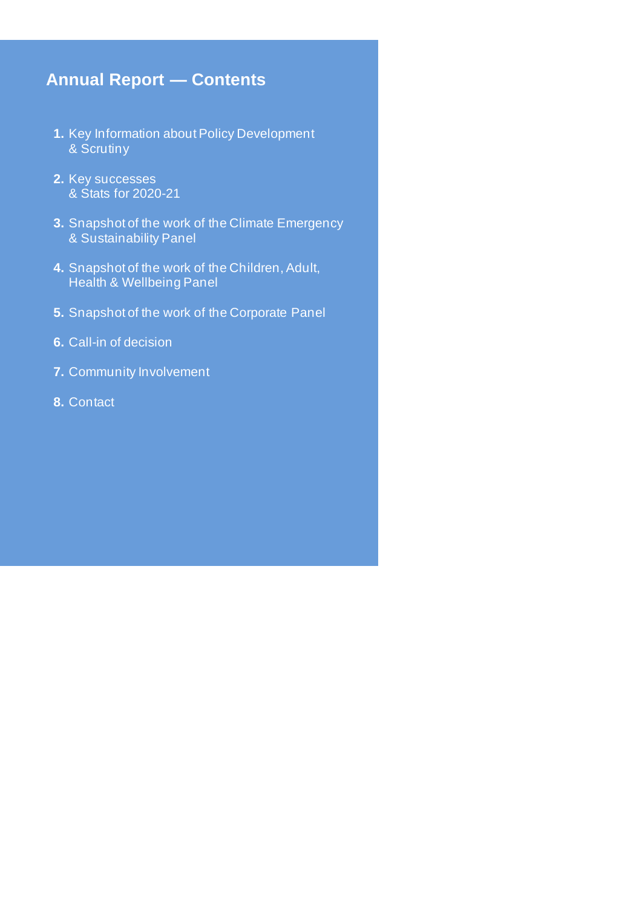# Annual Report — Contents

1. Key Information about Policy Development & Scrutiny
2. Key successes & Stats for 2020-21
3. Snapshot of the work of the Climate Emergency & Sustainability Panel
4. Snapshot of the work of the Children, Adult, Health & Wellbeing Panel
5. Snapshot of the work of the Corporate Panel
6. Call-in of decision
7. Community Involvement
8. Contact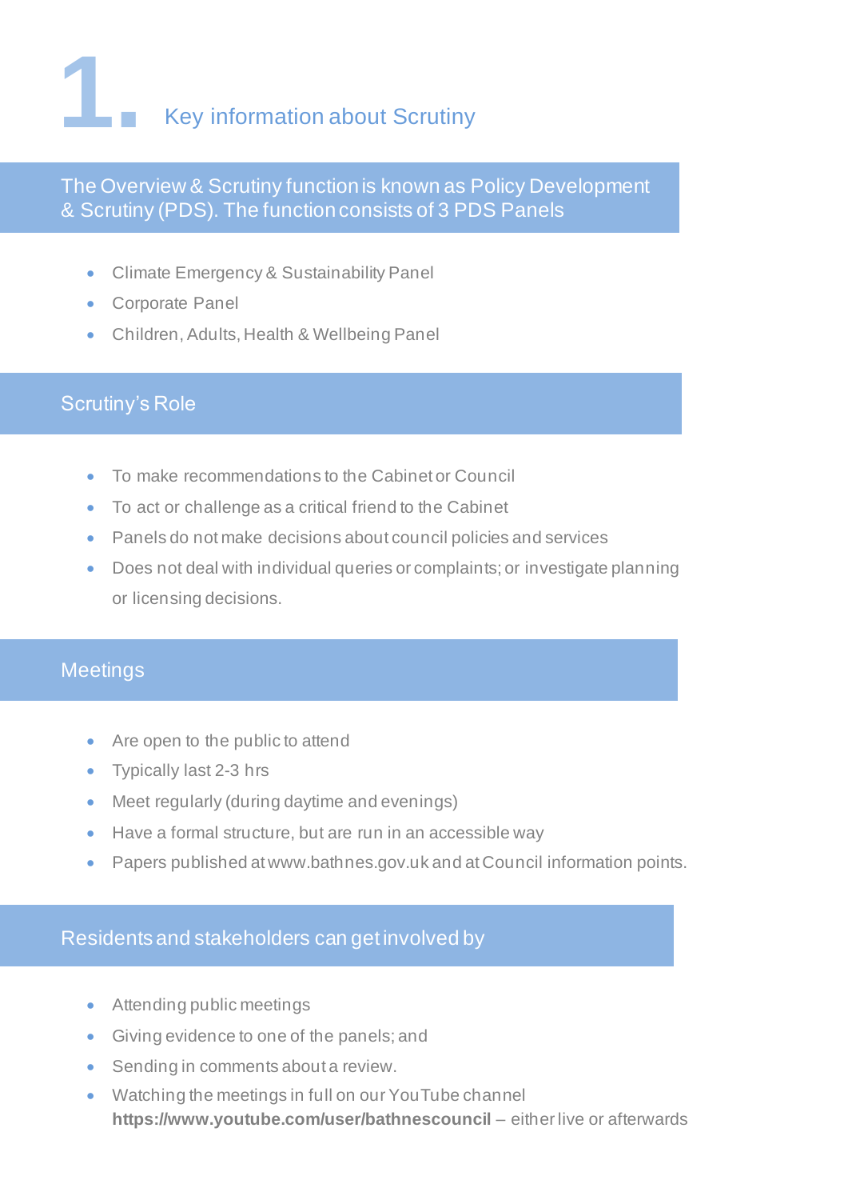# 1. Key information about Scrutiny

## The Overview & Scrutiny function is known as Policy Development & Scrutiny (PDS). The function consists of 3 PDS Panels

- Climate Emergency & Sustainability Panel
- Corporate Panel
- Children, Adults, Health & Wellbeing Panel

## Scrutiny's Role

- To make recommendations to the Cabinet or Council
- To act or challenge as a critical friend to the Cabinet
- Panels do not make decisions about council policies and services
- Does not deal with individual queries or complaints; or investigate planning or licensing decisions.

## Meetings

- Are open to the public to attend
- Typically last 2-3 hrs
- Meet regularly (during daytime and evenings)
- Have a formal structure, but are run in an accessible way
- Papers published at www.bathnes.gov.uk and at Council information points.

## Residents and stakeholders can get involved by

- Attending public meetings
- Giving evidence to one of the panels; and
- Sending in comments about a review.
- Watching the meetings in full on our YouTube channel **https://www.youtube.com/user/bathnescouncil** – either live or afterwards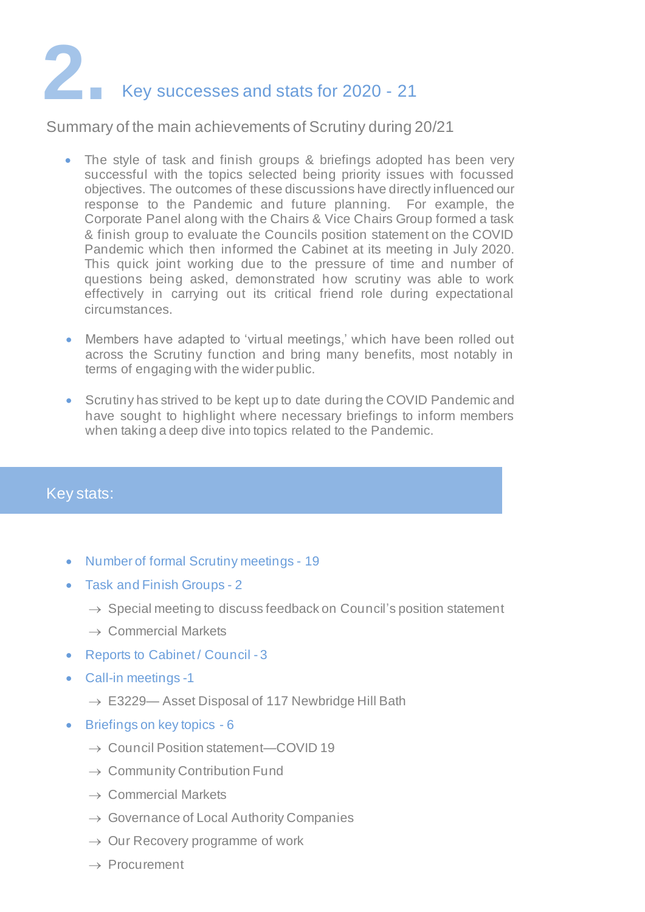# 2. Key successes and stats for 2020 - 21

Summary of the main achievements of Scrutiny during 20/21

- The style of task and finish groups & briefings adopted has been very successful with the topics selected being priority issues with focussed objectives. The outcomes of these discussions have directly influenced our response to the Pandemic and future planning. For example, the Corporate Panel along with the Chairs & Vice Chairs Group formed a task & finish group to evaluate the Councils position statement on the COVID Pandemic which then informed the Cabinet at its meeting in July 2020. This quick joint working due to the pressure of time and number of questions being asked, demonstrated how scrutiny was able to work effectively in carrying out its critical friend role during expectational circumstances.

- Members have adapted to 'virtual meetings,' which have been rolled out across the Scrutiny function and bring many benefits, most notably in terms of engaging with the wider public.

- Scrutiny has strived to be kept up to date during the COVID Pandemic and have sought to highlight where necessary briefings to inform members when taking a deep dive into topics related to the Pandemic.

## Key stats:

- Number of formal Scrutiny meetings - 19
- Task and Finish Groups - 2
  - → Special meeting to discuss feedback on Council's position statement
  - → Commercial Markets
- Reports to Cabinet / Council - 3
- Call-in meetings -1
  - → E3229— Asset Disposal of 117 Newbridge Hill Bath
- Briefings on key topics - 6
  - → Council Position statement—COVID 19
  - → Community Contribution Fund
  - → Commercial Markets
  - → Governance of Local Authority Companies
  - → Our Recovery programme of work
  - → Procurement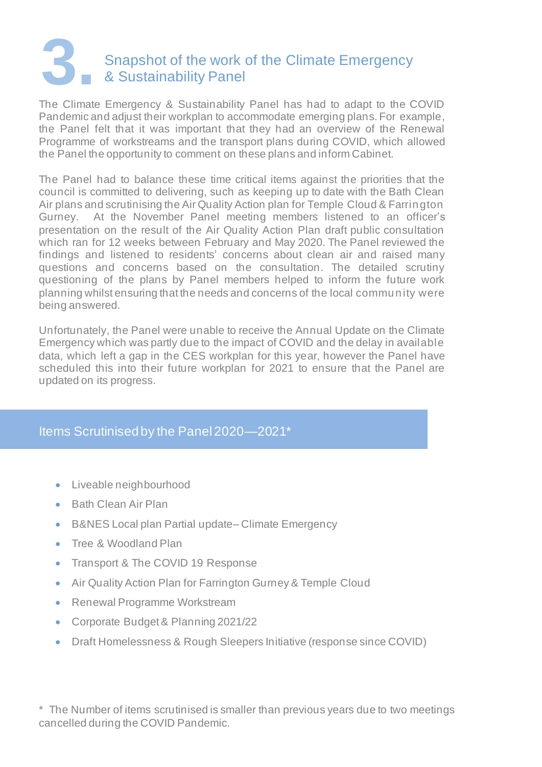# 3. Snapshot of the work of the Climate Emergency & Sustainability Panel

The Climate Emergency & Sustainability Panel has had to adapt to the COVID Pandemic and adjust their workplan to accommodate emerging plans. For example, the Panel felt that it was important that they had an overview of the Renewal Programme of workstreams and the transport plans during COVID, which allowed the Panel the opportunity to comment on these plans and inform Cabinet.

The Panel had to balance these time critical items against the priorities that the council is committed to delivering, such as keeping up to date with the Bath Clean Air plans and scrutinising the Air Quality Action plan for Temple Cloud & Farrington Gurney. At the November Panel meeting members listened to an officer's presentation on the result of the Air Quality Action Plan draft public consultation which ran for 12 weeks between February and May 2020. The Panel reviewed the findings and listened to residents' concerns about clean air and raised many questions and concerns based on the consultation. The detailed scrutiny questioning of the plans by Panel members helped to inform the future work planning whilst ensuring that the needs and concerns of the local community were being answered.

Unfortunately, the Panel were unable to receive the Annual Update on the Climate Emergency which was partly due to the impact of COVID and the delay in available data, which left a gap in the CES workplan for this year, however the Panel have scheduled this into their future workplan for 2021 to ensure that the Panel are updated on its progress.

## Items Scrutinised by the Panel 2020—2021*

- Liveable neighbourhood
- Bath Clean Air Plan
- B&NES Local plan Partial update– Climate Emergency
- Tree & Woodland Plan
- Transport & The COVID 19 Response
- Air Quality Action Plan for Farrington Gurney & Temple Cloud
- Renewal Programme Workstream
- Corporate Budget & Planning 2021/22
- Draft Homelessness & Rough Sleepers Initiative (response since COVID)

\* The Number of items scrutinised is smaller than previous years due to two meetings cancelled during the COVID Pandemic.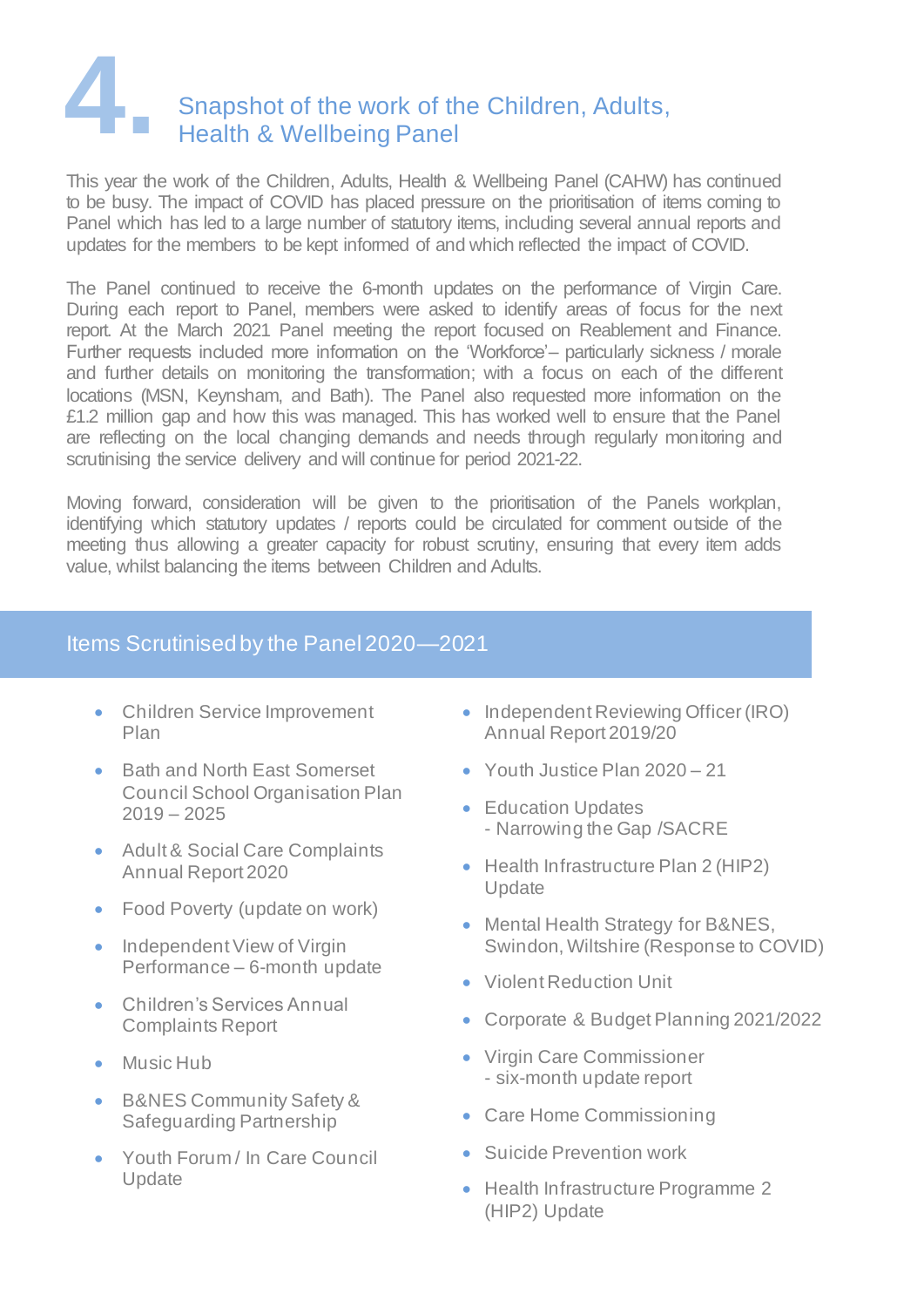# 4. Snapshot of the work of the Children, Adults, Health & Wellbeing Panel

This year the work of the Children, Adults, Health & Wellbeing Panel (CAHW) has continued to be busy. The impact of COVID has placed pressure on the prioritisation of items coming to Panel which has led to a large number of statutory items, including several annual reports and updates for the members to be kept informed of and which reflected the impact of COVID.

The Panel continued to receive the 6-month updates on the performance of Virgin Care. During each report to Panel, members were asked to identify areas of focus for the next report. At the March 2021 Panel meeting the report focused on Reablement and Finance. Further requests included more information on the 'Workforce'– particularly sickness / morale and further details on monitoring the transformation; with a focus on each of the different locations (MSN, Keynsham, and Bath). The Panel also requested more information on the £1.2 million gap and how this was managed. This has worked well to ensure that the Panel are reflecting on the local changing demands and needs through regularly monitoring and scrutinising the service delivery and will continue for period 2021-22.

Moving forward, consideration will be given to the prioritisation of the Panels workplan, identifying which statutory updates / reports could be circulated for comment outside of the meeting thus allowing a greater capacity for robust scrutiny, ensuring that every item adds value, whilst balancing the items between Children and Adults.

## Items Scrutinised by the Panel 2020—2021

- Children Service Improvement Plan
- Bath and North East Somerset Council School Organisation Plan 2019 – 2025
- Adult & Social Care Complaints Annual Report 2020
- Food Poverty (update on work)
- Independent View of Virgin Performance – 6-month update
- Children's Services Annual Complaints Report
- Music Hub
- B&NES Community Safety & Safeguarding Partnership
- Youth Forum / In Care Council Update
- Independent Reviewing Officer (IRO) Annual Report 2019/20
- Youth Justice Plan 2020 – 21
- Education Updates
  - Narrowing the Gap /SACRE
- Health Infrastructure Plan 2 (HIP2) Update
- Mental Health Strategy for B&NES, Swindon, Wiltshire (Response to COVID)
- Violent Reduction Unit
- Corporate & Budget Planning 2021/2022
- Virgin Care Commissioner
  - six-month update report
- Care Home Commissioning
- Suicide Prevention work
- Health Infrastructure Programme 2 (HIP2) Update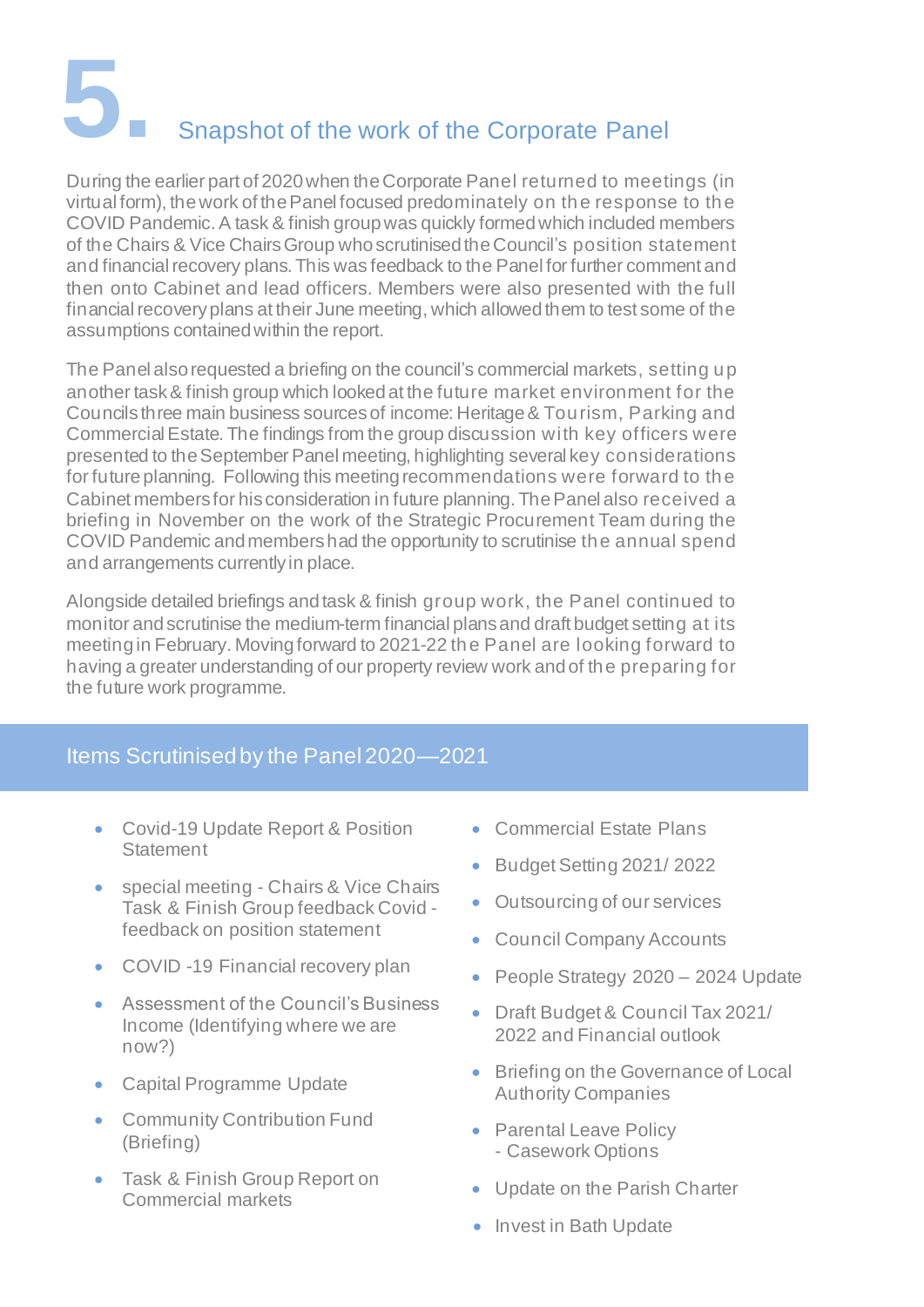# 5. Snapshot of the work of the Corporate Panel

During the earlier part of 2020 when the Corporate Panel returned to meetings (in virtual form), the work of the Panel focused predominately on the response to the COVID Pandemic. A task & finish group was quickly formed which included members of the Chairs & Vice Chairs Group who scrutinised the Council's position statement and financial recovery plans. This was feedback to the Panel for further comment and then onto Cabinet and lead officers. Members were also presented with the full financial recovery plans at their June meeting, which allowed them to test some of the assumptions contained within the report.

The Panel also requested a briefing on the council's commercial markets, setting up another task & finish group which looked at the future market environment for the Councils three main business sources of income: Heritage & Tourism, Parking and Commercial Estate. The findings from the group discussion with key officers were presented to the September Panel meeting, highlighting several key considerations for future planning. Following this meeting recommendations were forward to the Cabinet members for his consideration in future planning. The Panel also received a briefing in November on the work of the Strategic Procurement Team during the COVID Pandemic and members had the opportunity to scrutinise the annual spend and arrangements currently in place.

Alongside detailed briefings and task & finish group work, the Panel continued to monitor and scrutinise the medium-term financial plans and draft budget setting at its meeting in February. Moving forward to 2021-22 the Panel are looking forward to having a greater understanding of our property review work and of the preparing for the future work programme.

## Items Scrutinised by the Panel 2020—2021

- Covid-19 Update Report & Position Statement
- special meeting - Chairs & Vice Chairs Task & Finish Group feedback Covid - feedback on position statement
- COVID -19 Financial recovery plan
- Assessment of the Council's Business Income (Identifying where we are now?)
- Capital Programme Update
- Community Contribution Fund (Briefing)
- Task & Finish Group Report on Commercial markets
- Commercial Estate Plans
- Budget Setting 2021/ 2022
- Outsourcing of our services
- Council Company Accounts
- People Strategy 2020 – 2024 Update
- Draft Budget & Council Tax 2021/ 2022 and Financial outlook
- Briefing on the Governance of Local Authority Companies
- Parental Leave Policy - Casework Options
- Update on the Parish Charter
- Invest in Bath Update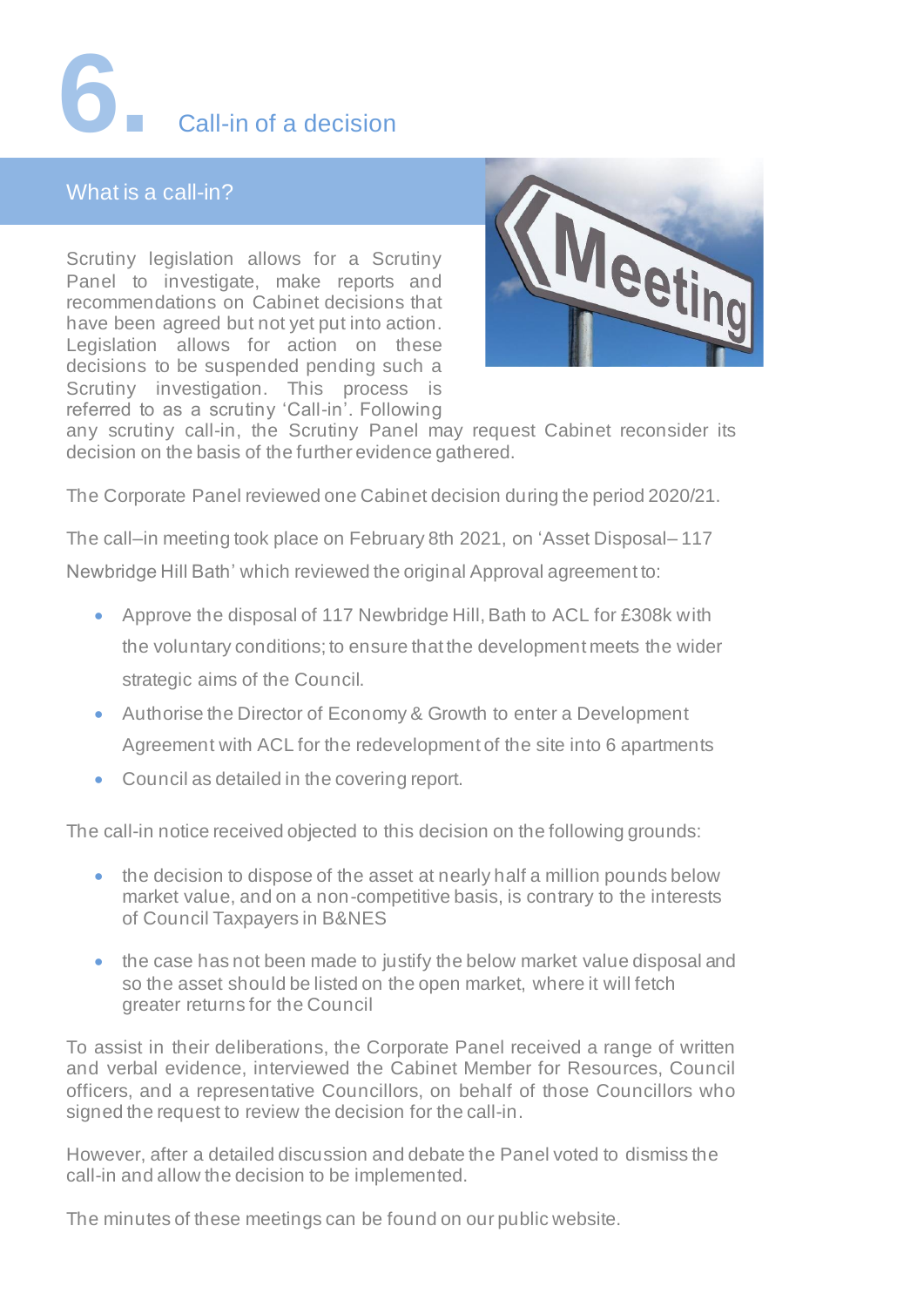# 6. Call-in of a decision

## What is a call-in?

Scrutiny legislation allows for a Scrutiny Panel to investigate, make reports and recommendations on Cabinet decisions that have been agreed but not yet put into action. Legislation allows for action on these decisions to be suspended pending such a Scrutiny investigation. This process is referred to as a scrutiny 'Call-in'. Following any scrutiny call-in, the Scrutiny Panel may request Cabinet reconsider its decision on the basis of the further evidence gathered.

The Corporate Panel reviewed one Cabinet decision during the period 2020/21.

The call–in meeting took place on February 8th 2021, on 'Asset Disposal– 117 Newbridge Hill Bath' which reviewed the original Approval agreement to:

- Approve the disposal of 117 Newbridge Hill, Bath to ACL for £308k with the voluntary conditions; to ensure that the development meets the wider strategic aims of the Council.
- Authorise the Director of Economy & Growth to enter a Development Agreement with ACL for the redevelopment of the site into 6 apartments
- Council as detailed in the covering report.

The call-in notice received objected to this decision on the following grounds:

- the decision to dispose of the asset at nearly half a million pounds below market value, and on a non-competitive basis, is contrary to the interests of Council Taxpayers in B&NES
- the case has not been made to justify the below market value disposal and so the asset should be listed on the open market, where it will fetch greater returns for the Council

To assist in their deliberations, the Corporate Panel received a range of written and verbal evidence, interviewed the Cabinet Member for Resources, Council officers, and a representative Councillors, on behalf of those Councillors who signed the request to review the decision for the call-in.

However, after a detailed discussion and debate the Panel voted to dismiss the call-in and allow the decision to be implemented.

The minutes of these meetings can be found on our public website.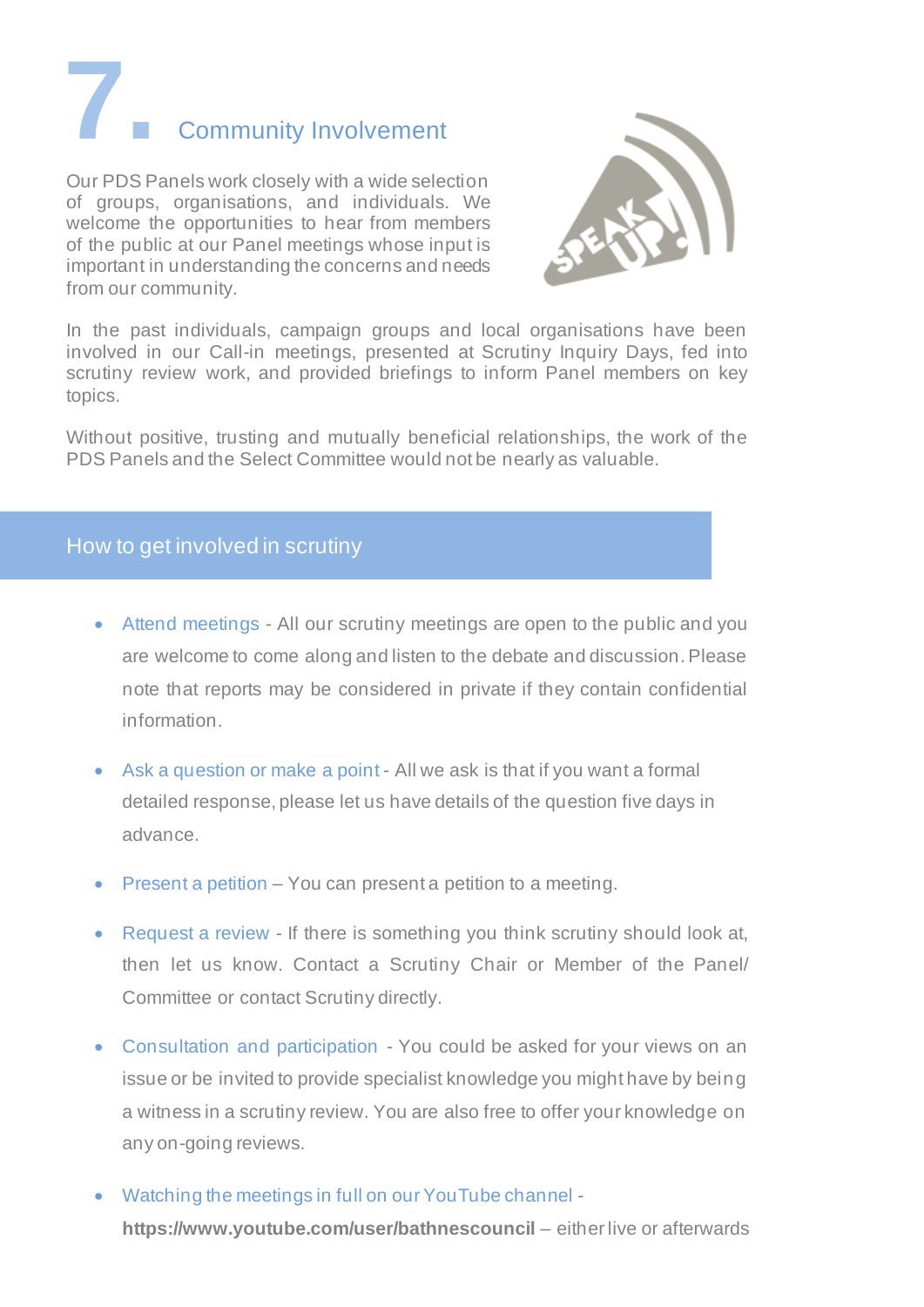# 7. Community Involvement

Our PDS Panels work closely with a wide selection of groups, organisations, and individuals. We welcome the opportunities to hear from members of the public at our Panel meetings whose input is important in understanding the concerns and needs from our community.

In the past individuals, campaign groups and local organisations have been involved in our Call-in meetings, presented at Scrutiny Inquiry Days, fed into scrutiny review work, and provided briefings to inform Panel members on key topics.

Without positive, trusting and mutually beneficial relationships, the work of the PDS Panels and the Select Committee would not be nearly as valuable.

## How to get involved in scrutiny

- Attend meetings - All our scrutiny meetings are open to the public and you are welcome to come along and listen to the debate and discussion. Please note that reports may be considered in private if they contain confidential information.
- Ask a question or make a point - All we ask is that if you want a formal detailed response, please let us have details of the question five days in advance.
- Present a petition – You can present a petition to a meeting.
- Request a review - If there is something you think scrutiny should look at, then let us know. Contact a Scrutiny Chair or Member of the Panel/ Committee or contact Scrutiny directly.
- Consultation and participation - You could be asked for your views on an issue or be invited to provide specialist knowledge you might have by being a witness in a scrutiny review. You are also free to offer your knowledge on any on-going reviews.
- Watching the meetings in full on our YouTube channel - **https://www.youtube.com/user/bathnescouncil** – either live or afterwards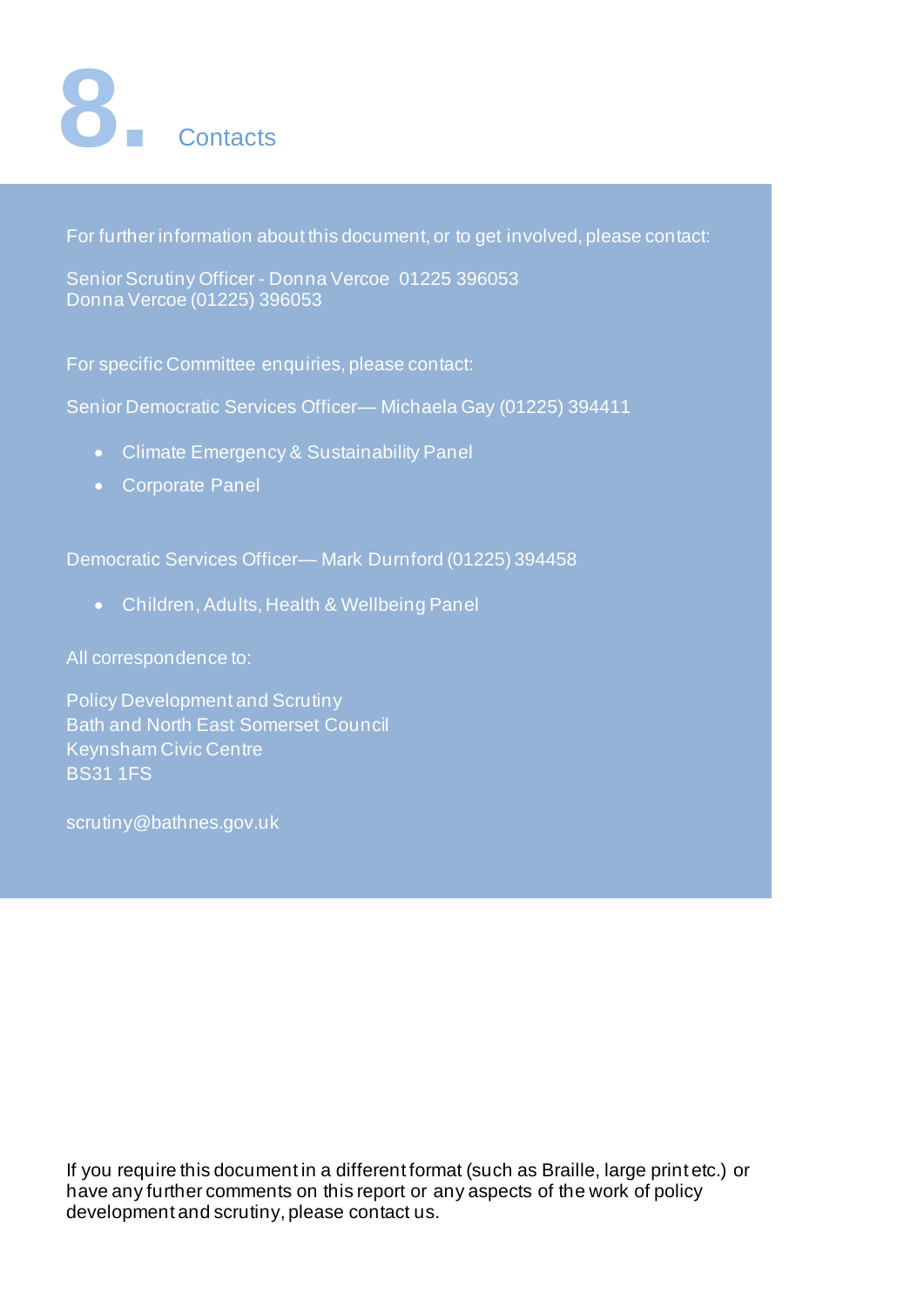# 8. Contacts

For further information about this document, or to get involved, please contact:

Senior Scrutiny Officer - Donna Vercoe 01225 396053
Donna Vercoe (01225) 396053

For specific Committee enquiries, please contact:

Senior Democratic Services Officer— Michaela Gay (01225) 394411

- Climate Emergency & Sustainability Panel
- Corporate Panel

Democratic Services Officer— Mark Durnford (01225) 394458

- Children, Adults, Health & Wellbeing Panel

All correspondence to:

Policy Development and Scrutiny
Bath and North East Somerset Council
Keynsham Civic Centre
BS31 1FS

scrutiny@bathnes.gov.uk

If you require this document in a different format (such as Braille, large print etc.) or have any further comments on this report or any aspects of the work of policy development and scrutiny, please contact us.